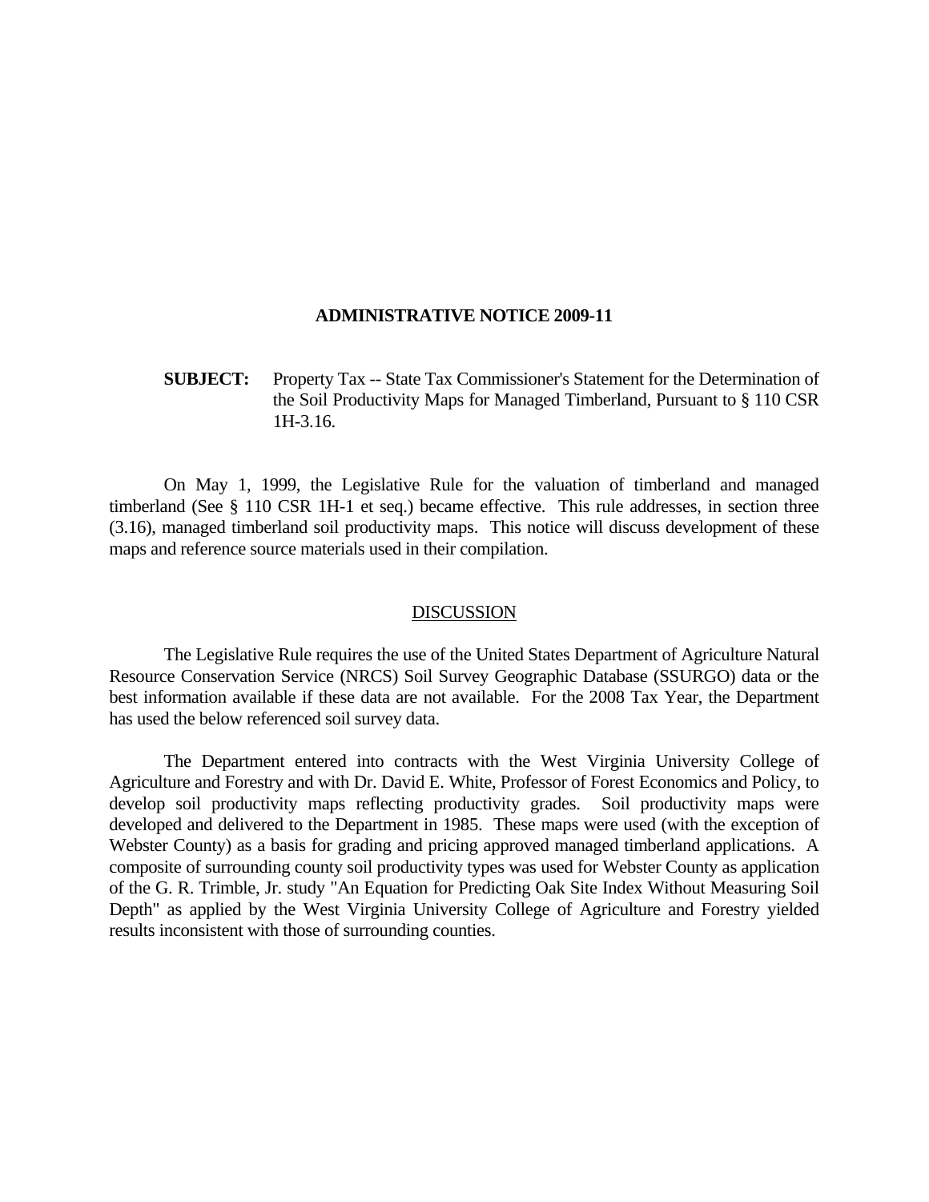# ADMINISTRATIVE NOTICE 2009-11

**SUBJECT:** Property Tax -- State Tax Commissioner's Statement for the Determination of the Soil Productivity Maps for Managed Timberland, Pursuant to § 110 CSR 1H-3.16.

On May 1, 1999, the Legislative Rule for the valuation of timberland and managed timberland (See § 110 CSR 1H-1 et seq.) became effective. This rule addresses, in section three (3.16), managed timberland soil productivity maps. This notice will discuss development of these maps and reference source materials used in their compilation.

## DISCUSSION

The Legislative Rule requires the use of the United States Department of Agriculture Natural Resource Conservation Service (NRCS) Soil Survey Geographic Database (SSURGO) data or the best information available if these data are not available. For the 2008 Tax Year, the Department has used the below referenced soil survey data.

The Department entered into contracts with the West Virginia University College of Agriculture and Forestry and with Dr. David E. White, Professor of Forest Economics and Policy, to develop soil productivity maps reflecting productivity grades. Soil productivity maps were developed and delivered to the Department in 1985. These maps were used (with the exception of Webster County) as a basis for grading and pricing approved managed timberland applications. A composite of surrounding county soil productivity types was used for Webster County as application of the G. R. Trimble, Jr. study "An Equation for Predicting Oak Site Index Without Measuring Soil Depth" as applied by the West Virginia University College of Agriculture and Forestry yielded results inconsistent with those of surrounding counties.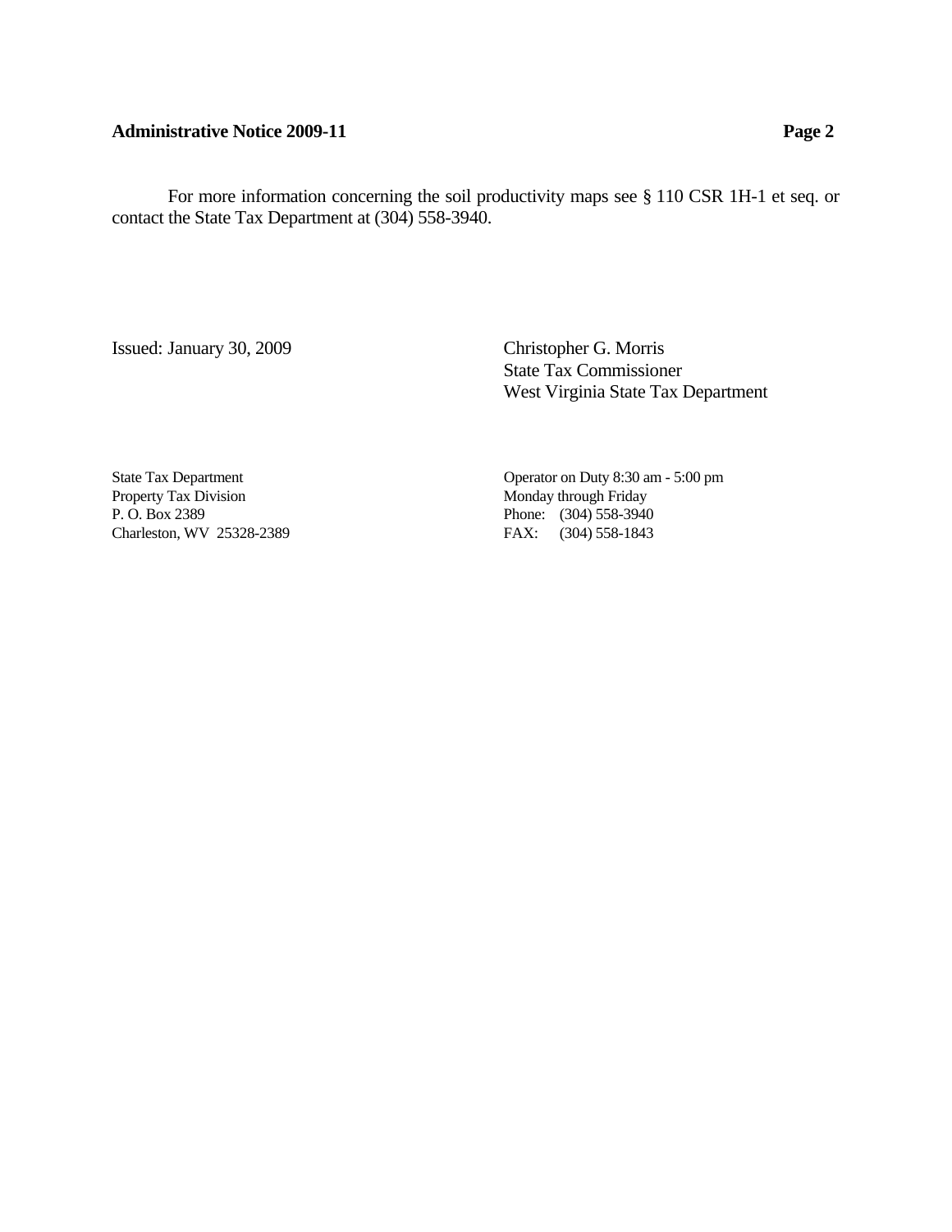For more information concerning the soil productivity maps see § 110 CSR 1H-1 et seq. or contact the State Tax Department at (304) 558-3940.

Issued: January 30, 2009

Christopher G. Morris
State Tax Commissioner
West Virginia State Tax Department

State Tax Department
Property Tax Division
P. O. Box 2389
Charleston, WV 25328-2389

Operator on Duty 8:30 am - 5:00 pm
Monday through Friday
Phone: (304) 558-3940
FAX: (304) 558-1843